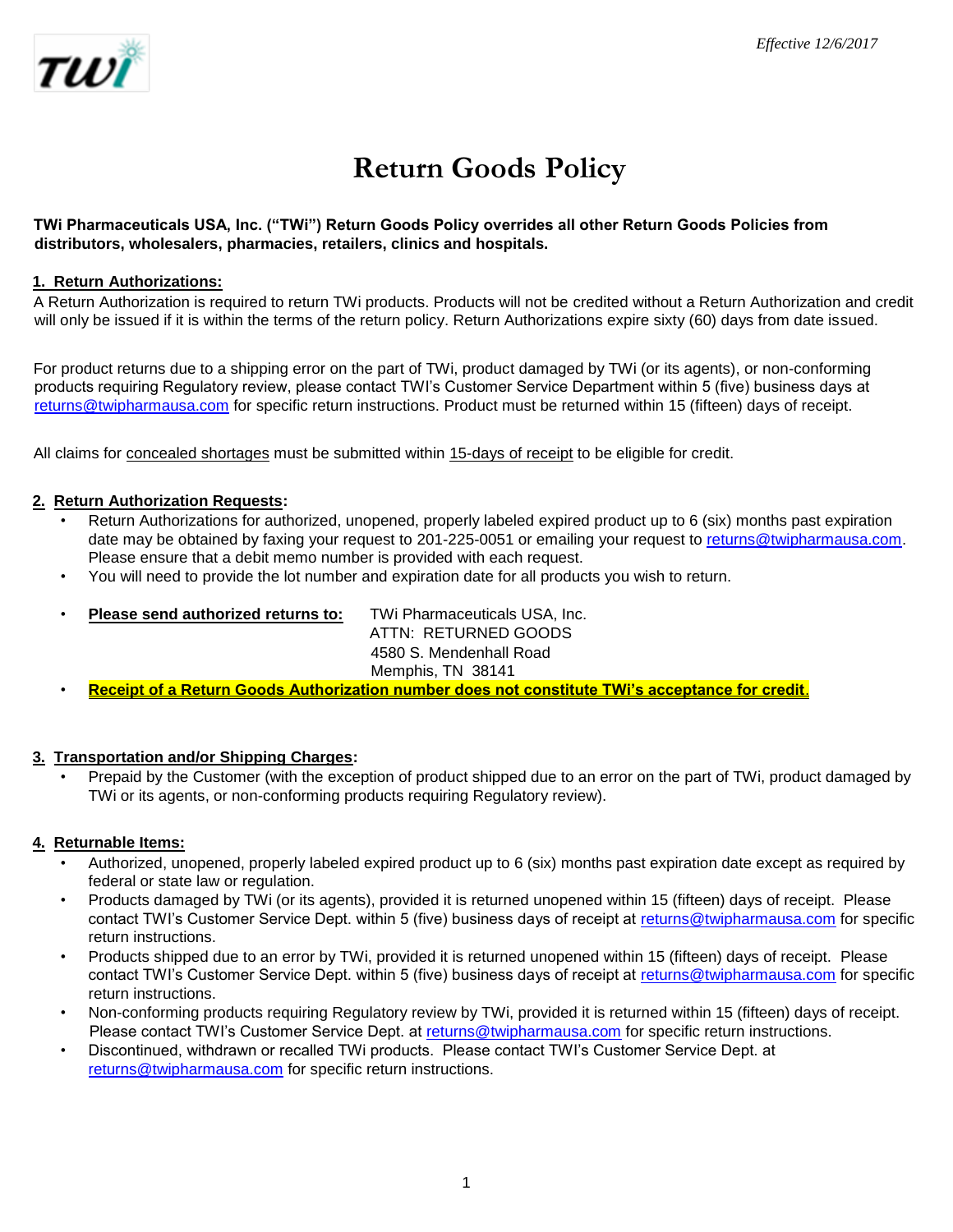*Effective 12/6/2017*

# Return Goods Policy

**TWi Pharmaceuticals USA, Inc. ("TWi") Return Goods Policy overrides all other Return Goods Policies from distributors, wholesalers, pharmacies, retailers, clinics and hospitals.**

## 1. Return Authorizations:

A Return Authorization is required to return TWi products. Products will not be credited without a Return Authorization and credit will only be issued if it is within the terms of the return policy. Return Authorizations expire sixty (60) days from date issued.

For product returns due to a shipping error on the part of TWi, product damaged by TWi (or its agents), or non-conforming products requiring Regulatory review, please contact TWI's Customer Service Department within 5 (five) business days at returns@twipharmausa.com for specific return instructions. Product must be returned within 15 (fifteen) days of receipt.

All claims for concealed shortages must be submitted within 15-days of receipt to be eligible for credit.

## 2. Return Authorization Requests:

- Return Authorizations for authorized, unopened, properly labeled expired product up to 6 (six) months past expiration date may be obtained by faxing your request to 201-225-0051 or emailing your request to returns@twipharmausa.com. Please ensure that a debit memo number is provided with each request.
- You will need to provide the lot number and expiration date for all products you wish to return.
- **Please send authorized returns to:** TWi Pharmaceuticals USA, Inc.
  ATTN: RETURNED GOODS
  4580 S. Mendenhall Road
  Memphis, TN 38141
- **Receipt of a Return Goods Authorization number does not constitute TWi's acceptance for credit**.

## 3. Transportation and/or Shipping Charges:

- Prepaid by the Customer (with the exception of product shipped due to an error on the part of TWi, product damaged by TWi or its agents, or non-conforming products requiring Regulatory review).

## 4. Returnable Items:

- Authorized, unopened, properly labeled expired product up to 6 (six) months past expiration date except as required by federal or state law or regulation.
- Products damaged by TWi (or its agents), provided it is returned unopened within 15 (fifteen) days of receipt. Please contact TWI's Customer Service Dept. within 5 (five) business days of receipt at returns@twipharmausa.com for specific return instructions.
- Products shipped due to an error by TWi, provided it is returned unopened within 15 (fifteen) days of receipt. Please contact TWI's Customer Service Dept. within 5 (five) business days of receipt at returns@twipharmausa.com for specific return instructions.
- Non-conforming products requiring Regulatory review by TWi, provided it is returned within 15 (fifteen) days of receipt. Please contact TWI's Customer Service Dept. at returns@twipharmausa.com for specific return instructions.
- Discontinued, withdrawn or recalled TWi products. Please contact TWI's Customer Service Dept. at returns@twipharmausa.com for specific return instructions.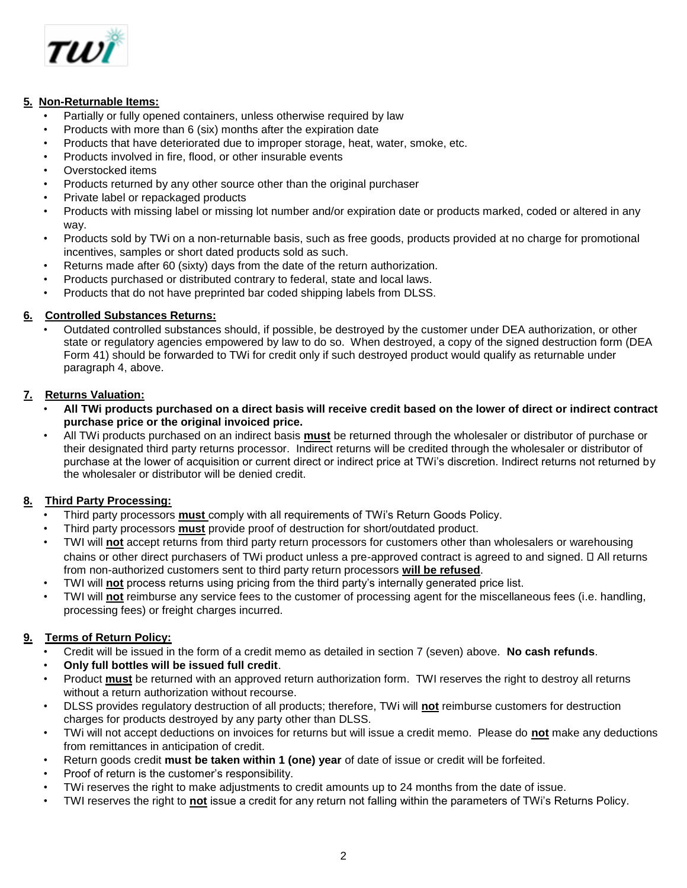## 5. Non-Returnable Items:

- Partially or fully opened containers, unless otherwise required by law
- Products with more than 6 (six) months after the expiration date
- Products that have deteriorated due to improper storage, heat, water, smoke, etc.
- Products involved in fire, flood, or other insurable events
- Overstocked items
- Products returned by any other source other than the original purchaser
- Private label or repackaged products
- Products with missing label or missing lot number and/or expiration date or products marked, coded or altered in any way.
- Products sold by TWi on a non-returnable basis, such as free goods, products provided at no charge for promotional incentives, samples or short dated products sold as such.
- Returns made after 60 (sixty) days from the date of the return authorization.
- Products purchased or distributed contrary to federal, state and local laws.
- Products that do not have preprinted bar coded shipping labels from DLSS.

## 6. Controlled Substances Returns:

- Outdated controlled substances should, if possible, be destroyed by the customer under DEA authorization, or other state or regulatory agencies empowered by law to do so. When destroyed, a copy of the signed destruction form (DEA Form 41) should be forwarded to TWi for credit only if such destroyed product would qualify as returnable under paragraph 4, above.

## 7. Returns Valuation:

- **All TWi products purchased on a direct basis will receive credit based on the lower of direct or indirect contract purchase price or the original invoiced price.**
- All TWi products purchased on an indirect basis **must** be returned through the wholesaler or distributor of purchase or their designated third party returns processor. Indirect returns will be credited through the wholesaler or distributor of purchase at the lower of acquisition or current direct or indirect price at TWi's discretion. Indirect returns not returned by the wholesaler or distributor will be denied credit.

## 8. Third Party Processing:

- Third party processors **must** comply with all requirements of TWi's Return Goods Policy.
- Third party processors **must** provide proof of destruction for short/outdated product.
- TWI will **not** accept returns from third party return processors for customers other than wholesalers or warehousing chains or other direct purchasers of TWi product unless a pre-approved contract is agreed to and signed.  All returns from non-authorized customers sent to third party return processors **will be refused**.
- TWi will **not** process returns using pricing from the third party's internally generated price list.
- TWI will **not** reimburse any service fees to the customer of processing agent for the miscellaneous fees (i.e. handling, processing fees) or freight charges incurred.

## 9. Terms of Return Policy:

- Credit will be issued in the form of a credit memo as detailed in section 7 (seven) above. **No cash refunds**.
- **Only full bottles will be issued full credit**.
- Product **must** be returned with an approved return authorization form. TWI reserves the right to destroy all returns without a return authorization without recourse.
- DLSS provides regulatory destruction of all products; therefore, TWi will **not** reimburse customers for destruction charges for products destroyed by any party other than DLSS.
- TWi will not accept deductions on invoices for returns but will issue a credit memo. Please do **not** make any deductions from remittances in anticipation of credit.
- Return goods credit **must be taken within 1 (one) year** of date of issue or credit will be forfeited.
- Proof of return is the customer's responsibility.
- TWi reserves the right to make adjustments to credit amounts up to 24 months from the date of issue.
- TWI reserves the right to **not** issue a credit for any return not falling within the parameters of TWi's Returns Policy.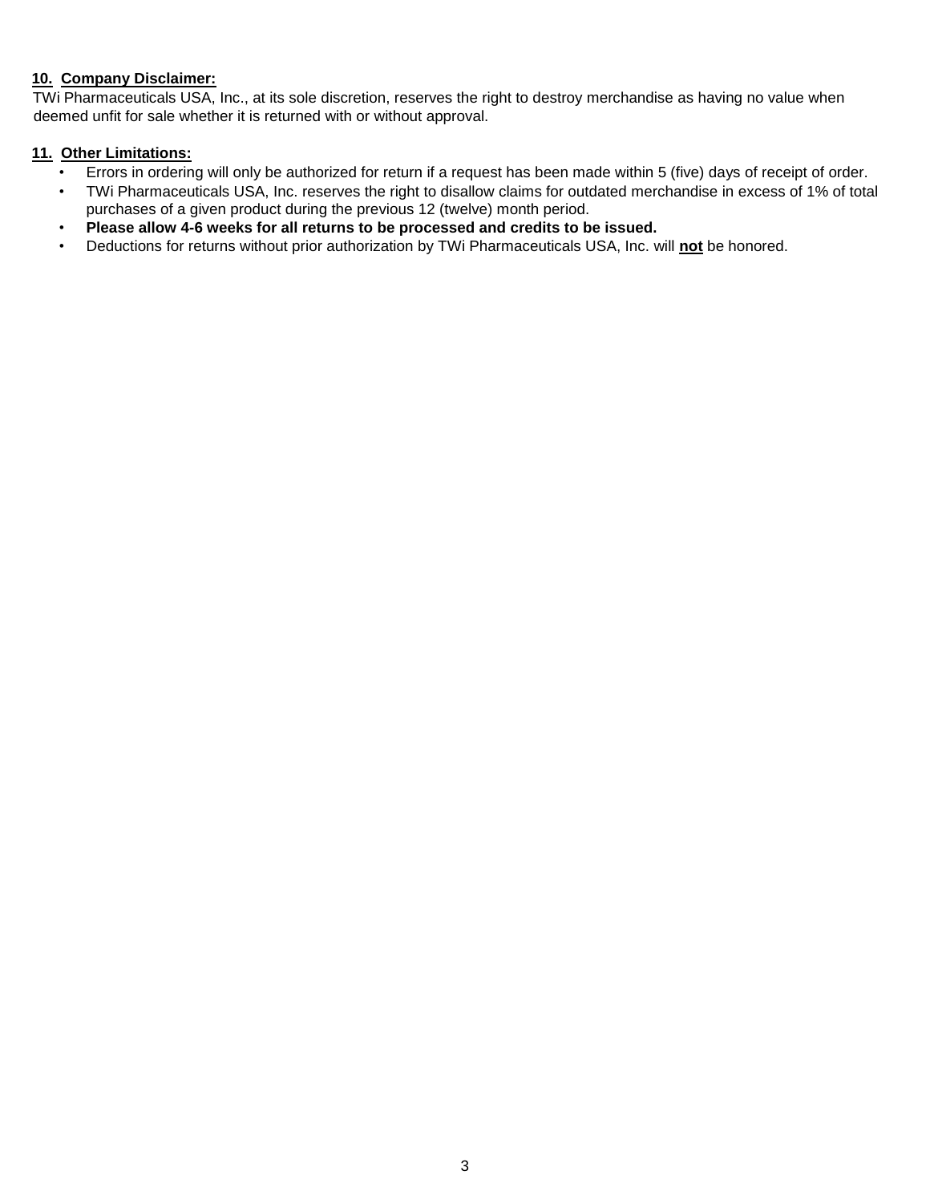**10. Company Disclaimer:**

TWi Pharmaceuticals USA, Inc., at its sole discretion, reserves the right to destroy merchandise as having no value when deemed unfit for sale whether it is returned with or without approval.

**11. Other Limitations:**

- Errors in ordering will only be authorized for return if a request has been made within 5 (five) days of receipt of order.
- TWi Pharmaceuticals USA, Inc. reserves the right to disallow claims for outdated merchandise in excess of 1% of total purchases of a given product during the previous 12 (twelve) month period.
- **Please allow 4-6 weeks for all returns to be processed and credits to be issued.**
- Deductions for returns without prior authorization by TWi Pharmaceuticals USA, Inc. will **not** be honored.